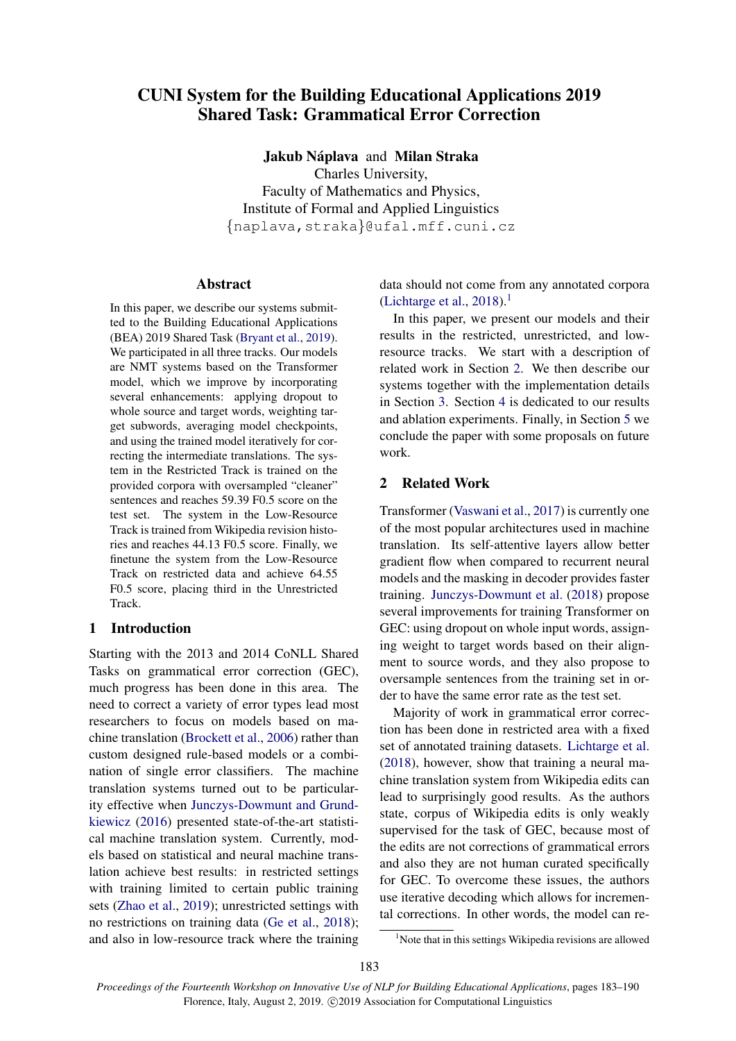# CUNI System for the Building Educational Applications 2019 Shared Task: Grammatical Error Correction

**Jakub Náplava** and **Milan Straka**
Charles University,
Faculty of Mathematics and Physics,
Institute of Formal and Applied Linguistics
{naplava,straka}@ufal.mff.cuni.cz

## Abstract

In this paper, we describe our systems submitted to the Building Educational Applications (BEA) 2019 Shared Task (Bryant et al., 2019). We participated in all three tracks. Our models are NMT systems based on the Transformer model, which we improve by incorporating several enhancements: applying dropout to whole source and target words, weighting target subwords, averaging model checkpoints, and using the trained model iteratively for correcting the intermediate translations. The system in the Restricted Track is trained on the provided corpora with oversampled "cleaner" sentences and reaches 59.39 F0.5 score on the test set. The system in the Low-Resource Track is trained from Wikipedia revision histories and reaches 44.13 F0.5 score. Finally, we finetune the system from the Low-Resource Track on restricted data and achieve 64.55 F0.5 score, placing third in the Unrestricted Track.

## 1 Introduction

Starting with the 2013 and 2014 CoNLL Shared Tasks on grammatical error correction (GEC), much progress has been done in this area. The need to correct a variety of error types lead most researchers to focus on models based on machine translation (Brockett et al., 2006) rather than custom designed rule-based models or a combination of single error classifiers. The machine translation systems turned out to be particularity effective when Junczys-Dowmunt and Grundkiewicz (2016) presented state-of-the-art statistical machine translation system. Currently, models based on statistical and neural machine translation achieve best results: in restricted settings with training limited to certain public training sets (Zhao et al., 2019); unrestricted settings with no restrictions on training data (Ge et al., 2018); and also in low-resource track where the training data should not come from any annotated corpora (Lichtarge et al., 2018).[1]

In this paper, we present our models and their results in the restricted, unrestricted, and low-resource tracks. We start with a description of related work in Section 2. We then describe our systems together with the implementation details in Section 3. Section 4 is dedicated to our results and ablation experiments. Finally, in Section 5 we conclude the paper with some proposals on future work.

## 2 Related Work

Transformer (Vaswani et al., 2017) is currently one of the most popular architectures used in machine translation. Its self-attentive layers allow better gradient flow when compared to recurrent neural models and the masking in decoder provides faster training. Junczys-Dowmunt et al. (2018) propose several improvements for training Transformer on GEC: using dropout on whole input words, assigning weight to target words based on their alignment to source words, and they also propose to oversample sentences from the training set in order to have the same error rate as the test set.

Majority of work in grammatical error correction has been done in restricted area with a fixed set of annotated training datasets. Lichtarge et al. (2018), however, show that training a neural machine translation system from Wikipedia edits can lead to surprisingly good results. As the authors state, corpus of Wikipedia edits is only weakly supervised for the task of GEC, because most of the edits are not corrections of grammatical errors and also they are not human curated specifically for GEC. To overcome these issues, the authors use iterative decoding which allows for incremental corrections. In other words, the model can re-

[1] Note that in this settings Wikipedia revisions are allowed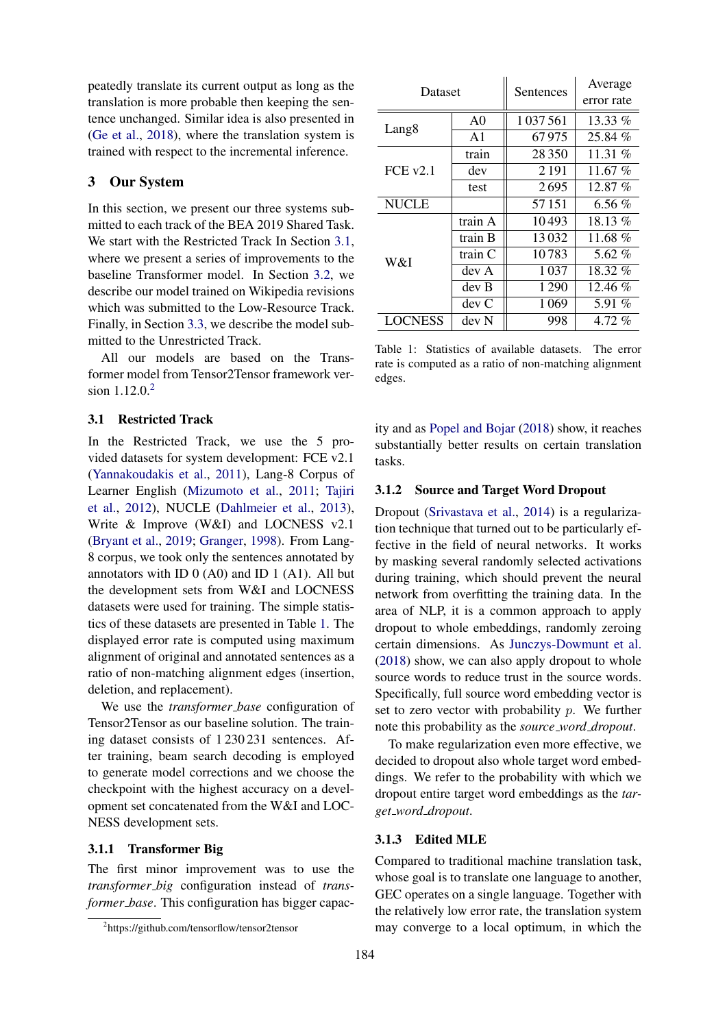peatedly translate its current output as long as the translation is more probable then keeping the sentence unchanged. Similar idea is also presented in (Ge et al., 2018), where the translation system is trained with respect to the incremental inference.

## 3 Our System

In this section, we present our three systems submitted to each track of the BEA 2019 Shared Task. We start with the Restricted Track In Section 3.1, where we present a series of improvements to the baseline Transformer model. In Section 3.2, we describe our model trained on Wikipedia revisions which was submitted to the Low-Resource Track. Finally, in Section 3.3, we describe the model submitted to the Unrestricted Track.

All our models are based on the Transformer model from Tensor2Tensor framework version 1.12.0.[2]

### 3.1 Restricted Track

In the Restricted Track, we use the 5 provided datasets for system development: FCE v2.1 (Yannakoudakis et al., 2011), Lang-8 Corpus of Learner English (Mizumoto et al., 2011; Tajiri et al., 2012), NUCLE (Dahlmeier et al., 2013), Write & Improve (W&I) and LOCNESS v2.1 (Bryant et al., 2019; Granger, 1998). From Lang-8 corpus, we took only the sentences annotated by annotators with ID 0 (A0) and ID 1 (A1). All but the development sets from W&I and LOCNESS datasets were used for training. The simple statistics of these datasets are presented in Table 1. The displayed error rate is computed using maximum alignment of original and annotated sentences as a ratio of non-matching alignment edges (insertion, deletion, and replacement).

| Dataset | | Sentences | Average error rate |
|---|---|---|---|
| Lang8 | A0 | 1 037 561 | 13.33 % |
| | A1 | 67 975 | 25.84 % |
| FCE v2.1 | train | 28 350 | 11.31 % |
| | dev | 2 191 | 11.67 % |
| | test | 2 695 | 12.87 % |
| NUCLE | | 57 151 | 6.56 % |
| W&I | train A | 10 493 | 18.13 % |
| | train B | 13 032 | 11.68 % |
| | train C | 10 783 | 5.62 % |
| | dev A | 1 037 | 18.32 % |
| | dev B | 1 290 | 12.46 % |
| | dev C | 1 069 | 5.91 % |
| LOCNESS | dev N | 998 | 4.72 % |

Table 1: Statistics of available datasets. The error rate is computed as a ratio of non-matching alignment edges.

We use the *transformer_base* configuration of Tensor2Tensor as our baseline solution. The training dataset consists of 1 230 231 sentences. After training, beam search decoding is employed to generate model corrections and we choose the checkpoint with the highest accuracy on a development set concatenated from the W&I and LOCNESS development sets.

#### 3.1.1 Transformer Big

The first minor improvement was to use the *transformer_big* configuration instead of *transformer_base*. This configuration has bigger capacity and as Popel and Bojar (2018) show, it reaches substantially better results on certain translation tasks.

#### 3.1.2 Source and Target Word Dropout

Dropout (Srivastava et al., 2014) is a regularization technique that turned out to be particularly effective in the field of neural networks. It works by masking several randomly selected activations during training, which should prevent the neural network from overfitting the training data. In the area of NLP, it is a common approach to apply dropout to whole embeddings, randomly zeroing certain dimensions. As Junczys-Dowmunt et al. (2018) show, we can also apply dropout to whole source words to reduce trust in the source words. Specifically, full source word embedding vector is set to zero vector with probability $p$. We further note this probability as the *source_word_dropout*.

To make regularization even more effective, we decided to dropout also whole target word embeddings. We refer to the probability with which we dropout entire target word embeddings as the *target_word_dropout*.

#### 3.1.3 Edited MLE

Compared to traditional machine translation task, whose goal is to translate one language to another, GEC operates on a single language. Together with the relatively low error rate, the translation system may converge to a local optimum, in which the

[2] https://github.com/tensorflow/tensor2tensor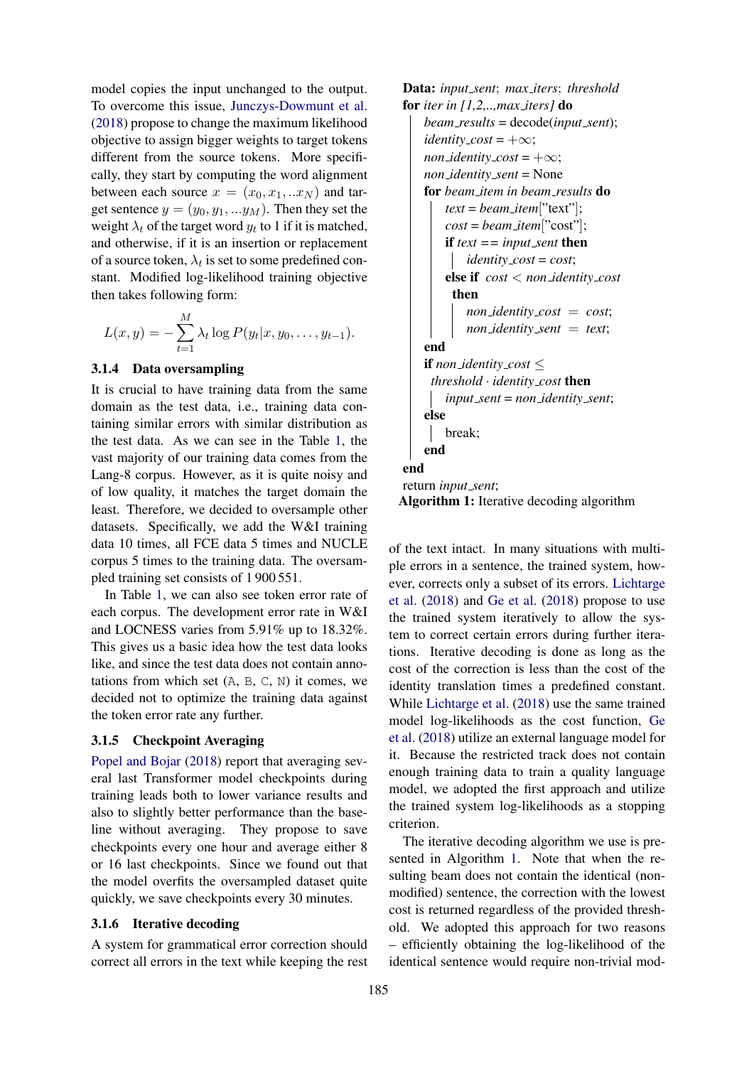model copies the input unchanged to the output. To overcome this issue, Junczys-Dowmunt et al. (2018) propose to change the maximum likelihood objective to assign bigger weights to target tokens different from the source tokens. More specifically, they start by computing the word alignment between each source $x = (x_0, x_1, ..x_N)$ and target sentence $y = (y_0, y_1, ...y_M)$. Then they set the weight $\lambda_t$ of the target word $y_t$ to 1 if it is matched, and otherwise, if it is an insertion or replacement of a source token, $\lambda_t$ is set to some predefined constant. Modified log-likelihood training objective then takes following form:

$$L(x, y) = -\sum_{t=1}^{M} \lambda_t \log P(y_t | x, y_0, \ldots, y_{t-1}).$$

#### 3.1.4 Data oversampling

It is crucial to have training data from the same domain as the test data, i.e., training data containing similar errors with similar distribution as the test data. As we can see in the Table 1, the vast majority of our training data comes from the Lang-8 corpus. However, as it is quite noisy and of low quality, it matches the target domain the least. Therefore, we decided to oversample other datasets. Specifically, we add the W&I training data 10 times, all FCE data 5 times and NUCLE corpus 5 times to the training data. The oversampled training set consists of 1 900 551.

In Table 1, we can also see token error rate of each corpus. The development error rate in W&I and LOCNESS varies from 5.91% up to 18.32%. This gives us a basic idea how the test data looks like, and since the test data does not contain annotations from which set (A, B, C, N) it comes, we decided not to optimize the training data against the token error rate any further.

#### 3.1.5 Checkpoint Averaging

Popel and Bojar (2018) report that averaging several last Transformer model checkpoints during training leads both to lower variance results and also to slightly better performance than the baseline without averaging. They propose to save checkpoints every one hour and average either 8 or 16 last checkpoints. Since we found out that the model overfits the oversampled dataset quite quickly, we save checkpoints every 30 minutes.

#### 3.1.6 Iterative decoding

A system for grammatical error correction should correct all errors in the text while keeping the rest of the text intact. In many situations with multiple errors in a sentence, the trained system, however, corrects only a subset of its errors. Lichtarge et al. (2018) and Ge et al. (2018) propose to use the trained system iteratively to allow the system to correct certain errors during further iterations. Iterative decoding is done as long as the cost of the correction is less than the cost of the identity translation times a predefined constant. While Lichtarge et al. (2018) use the same trained model log-likelihoods as the cost function, Ge et al. (2018) utilize an external language model for it. Because the restricted track does not contain enough training data to train a quality language model, we adopted the first approach and utilize the trained system log-likelihoods as a stopping criterion.

```
Data: input_sent; max_iters; threshold
for iter in [1,2,..,max_iters] do
    beam_results = decode(input_sent);
    identity_cost = +∞;
    non_identity_cost = +∞;
    non_identity_sent = None
    for beam_item in beam_results do
        text = beam_item["text"];
        cost = beam_item["cost"];
        if text == input_sent then
            identity_cost = cost;
        else if cost < non_identity_cost
         then
            non_identity_cost = cost;
            non_identity_sent = text;
    end
    if non_identity_cost ≤
     threshold · identity_cost then
        input_sent = non_identity_sent;
    else
        break;
    end
end
return input_sent;
```

**Algorithm 1:** Iterative decoding algorithm

The iterative decoding algorithm we use is presented in Algorithm 1. Note that when the resulting beam does not contain the identical (non-modified) sentence, the correction with the lowest cost is returned regardless of the provided threshold. We adopted this approach for two reasons – efficiently obtaining the log-likelihood of the identical sentence would require non-trivial mod-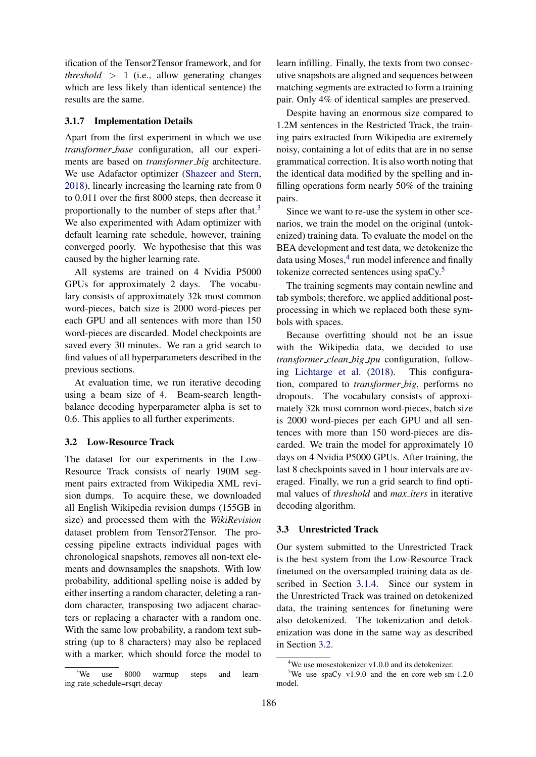ification of the Tensor2Tensor framework, and for *threshold* $> 1$ (i.e., allow generating changes which are less likely than identical sentence) the results are the same.

#### 3.1.7 Implementation Details

Apart from the first experiment in which we use *transformer_base* configuration, all our experiments are based on *transformer_big* architecture. We use Adafactor optimizer (Shazeer and Stern, 2018), linearly increasing the learning rate from 0 to 0.011 over the first 8000 steps, then decrease it proportionally to the number of steps after that.[3] We also experimented with Adam optimizer with default learning rate schedule, however, training converged poorly. We hypothesise that this was caused by the higher learning rate.

All systems are trained on 4 Nvidia P5000 GPUs for approximately 2 days. The vocabulary consists of approximately 32k most common word-pieces, batch size is 2000 word-pieces per each GPU and all sentences with more than 150 word-pieces are discarded. Model checkpoints are saved every 30 minutes. We ran a grid search to find values of all hyperparameters described in the previous sections.

At evaluation time, we run iterative decoding using a beam size of 4. Beam-search length-balance decoding hyperparameter alpha is set to 0.6. This applies to all further experiments.

### 3.2 Low-Resource Track

The dataset for our experiments in the Low-Resource Track consists of nearly 190M segment pairs extracted from Wikipedia XML revision dumps. To acquire these, we downloaded all English Wikipedia revision dumps (155GB in size) and processed them with the *WikiRevision* dataset problem from Tensor2Tensor. The processing pipeline extracts individual pages with chronological snapshots, removes all non-text elements and downsamples the snapshots. With low probability, additional spelling noise is added by either inserting a random character, deleting a random character, transposing two adjacent characters or replacing a character with a random one. With the same low probability, a random text substring (up to 8 characters) may also be replaced with a marker, which should force the model to learn infilling. Finally, the texts from two consecutive snapshots are aligned and sequences between matching segments are extracted to form a training pair. Only 4% of identical samples are preserved.

Despite having an enormous size compared to 1.2M sentences in the Restricted Track, the training pairs extracted from Wikipedia are extremely noisy, containing a lot of edits that are in no sense grammatical correction. It is also worth noting that the identical data modified by the spelling and infilling operations form nearly 50% of the training pairs.

Since we want to re-use the system in other scenarios, we train the model on the original (untokenized) training data. To evaluate the model on the BEA development and test data, we detokenize the data using Moses,[4] run model inference and finally tokenize corrected sentences using spaCy.[5]

The training segments may contain newline and tab symbols; therefore, we applied additional post-processing in which we replaced both these symbols with spaces.

Because overfitting should not be an issue with the Wikipedia data, we decided to use *transformer_clean_big_tpu* configuration, following Lichtarge et al. (2018). This configuration, compared to *transformer_big*, performs no dropouts. The vocabulary consists of approximately 32k most common word-pieces, batch size is 2000 word-pieces per each GPU and all sentences with more than 150 word-pieces are discarded. We train the model for approximately 10 days on 4 Nvidia P5000 GPUs. After training, the last 8 checkpoints saved in 1 hour intervals are averaged. Finally, we run a grid search to find optimal values of *threshold* and *max_iters* in iterative decoding algorithm.

### 3.3 Unrestricted Track

Our system submitted to the Unrestricted Track is the best system from the Low-Resource Track finetuned on the oversampled training data as described in Section 3.1.4. Since our system in the Unrestricted Track was trained on detokenized data, the training sentences for finetuning were also detokenized. The tokenization and detokenization was done in the same way as described in Section 3.2.

[3] We use 8000 warmup steps and learning_rate_schedule=rsqrt_decay

[4] We use mosestokenizer v1.0.0 and its detokenizer.

[5] We use spaCy v1.9.0 and the en_core_web_sm-1.2.0 model.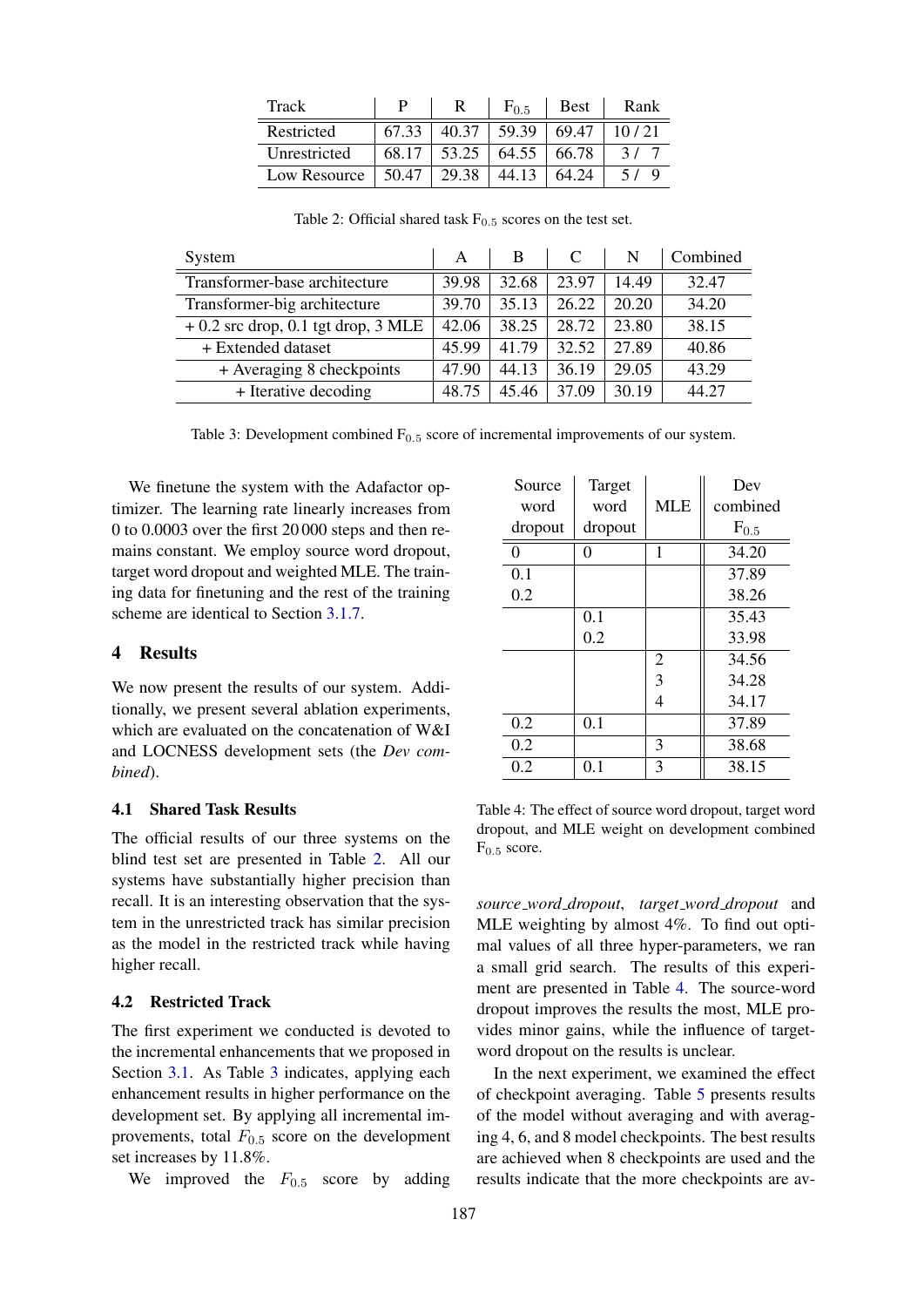| Track | P | R | $F_{0.5}$ | Best | Rank |
|---|---|---|---|---|---|
| Restricted | 67.33 | 40.37 | 59.39 | 69.47 | 10 / 21 |
| Unrestricted | 68.17 | 53.25 | 64.55 | 66.78 | 3 / 7 |
| Low Resource | 50.47 | 29.38 | 44.13 | 64.24 | 5 / 9 |

Table 2: Official shared task $F_{0.5}$ scores on the test set.

| System | A | B | C | N | Combined |
|---|---|---|---|---|---|
| Transformer-base architecture | 39.98 | 32.68 | 23.97 | 14.49 | 32.47 |
| Transformer-big architecture | 39.70 | 35.13 | 26.22 | 20.20 | 34.20 |
| + 0.2 src drop, 0.1 tgt drop, 3 MLE | 42.06 | 38.25 | 28.72 | 23.80 | 38.15 |
| + Extended dataset | 45.99 | 41.79 | 32.52 | 27.89 | 40.86 |
| + Averaging 8 checkpoints | 47.90 | 44.13 | 36.19 | 29.05 | 43.29 |
| + Iterative decoding | 48.75 | 45.46 | 37.09 | 30.19 | 44.27 |

Table 3: Development combined $F_{0.5}$ score of incremental improvements of our system.

We finetune the system with the Adafactor optimizer. The learning rate linearly increases from 0 to 0.0003 over the first 20 000 steps and then remains constant. We employ source word dropout, target word dropout and weighted MLE. The training data for finetuning and the rest of the training scheme are identical to Section 3.1.7.

## 4 Results

We now present the results of our system. Additionally, we present several ablation experiments, which are evaluated on the concatenation of W&I and LOCNESS development sets (the *Dev combined*).

### 4.1 Shared Task Results

The official results of our three systems on the blind test set are presented in Table 2. All our systems have substantially higher precision than recall. It is an interesting observation that the system in the unrestricted track has similar precision as the model in the restricted track while having higher recall.

### 4.2 Restricted Track

The first experiment we conducted is devoted to the incremental enhancements that we proposed in Section 3.1. As Table 3 indicates, applying each enhancement results in higher performance on the development set. By applying all incremental improvements, total $F_{0.5}$ score on the development set increases by 11.8%.

We improved the $F_{0.5}$ score by adding *source_word_dropout*, *target_word_dropout* and MLE weighting by almost 4%. To find out optimal values of all three hyper-parameters, we ran a small grid search. The results of this experiment are presented in Table 4. The source-word dropout improves the results the most, MLE provides minor gains, while the influence of target-word dropout on the results is unclear.

| Source word dropout | Target word dropout | MLE | Dev combined $F_{0.5}$ |
|---|---|---|---|
| 0 | 0 | 1 | 34.20 |
| 0.1 | | | 37.89 |
| 0.2 | | | 38.26 |
| | 0.1 | | 35.43 |
| | 0.2 | | 33.98 |
| | | 2 | 34.56 |
| | | 3 | 34.28 |
| | | 4 | 34.17 |
| 0.2 | 0.1 | | 37.89 |
| 0.2 | | 3 | 38.68 |
| 0.2 | 0.1 | 3 | 38.15 |

Table 4: The effect of source word dropout, target word dropout, and MLE weight on development combined $F_{0.5}$ score.

In the next experiment, we examined the effect of checkpoint averaging. Table 5 presents results of the model without averaging and with averaging 4, 6, and 8 model checkpoints. The best results are achieved when 8 checkpoints are used and the results indicate that the more checkpoints are av-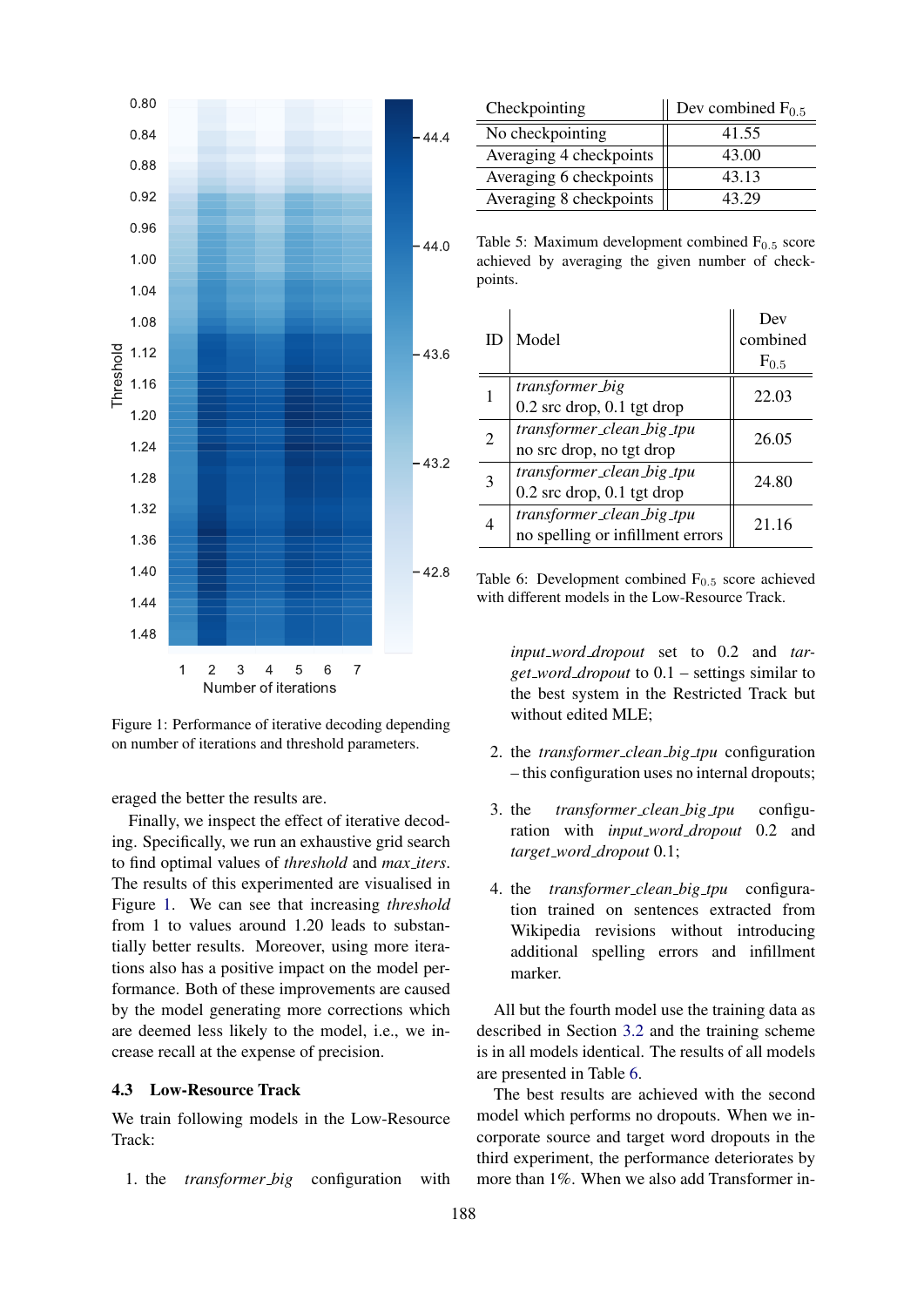Figure 1: Performance of iterative decoding depending on number of iterations and threshold parameters.

eraged the better the results are.

Finally, we inspect the effect of iterative decoding. Specifically, we run an exhaustive grid search to find optimal values of *threshold* and *max_iters*. The results of this experimented are visualised in Figure 1. We can see that increasing *threshold* from 1 to values around 1.20 leads to substantially better results. Moreover, using more iterations also has a positive impact on the model performance. Both of these improvements are caused by the model generating more corrections which are deemed less likely to the model, i.e., we increase recall at the expense of precision.

### 4.3 Low-Resource Track

We train following models in the Low-Resource Track:

1. the *transformer_big* configuration with *input_word_dropout* set to 0.2 and *target_word_dropout* to 0.1 – settings similar to the best system in the Restricted Track but without edited MLE;

2. the *transformer_clean_big_tpu* configuration – this configuration uses no internal dropouts;

3. the *transformer_clean_big_tpu* configuration with *input_word_dropout* 0.2 and *target_word_dropout* 0.1;

4. the *transformer_clean_big_tpu* configuration trained on sentences extracted from Wikipedia revisions without introducing additional spelling errors and infillment marker.

| Checkpointing | Dev combined $F_{0.5}$ |
|---|---|
| No checkpointing | 41.55 |
| Averaging 4 checkpoints | 43.00 |
| Averaging 6 checkpoints | 43.13 |
| Averaging 8 checkpoints | 43.29 |

Table 5: Maximum development combined $F_{0.5}$ score achieved by averaging the given number of checkpoints.

| ID | Model | Dev combined $F_{0.5}$ |
|---|---|---|
| 1 | *transformer_big* 0.2 src drop, 0.1 tgt drop | 22.03 |
| 2 | *transformer_clean_big_tpu* no src drop, no tgt drop | 26.05 |
| 3 | *transformer_clean_big_tpu* 0.2 src drop, 0.1 tgt drop | 24.80 |
| 4 | *transformer_clean_big_tpu* no spelling or infillment errors | 21.16 |

Table 6: Development combined $F_{0.5}$ score achieved with different models in the Low-Resource Track.

All but the fourth model use the training data as described in Section 3.2 and the training scheme is in all models identical. The results of all models are presented in Table 6.

The best results are achieved with the second model which performs no dropouts. When we incorporate source and target word dropouts in the third experiment, the performance deteriorates by more than 1%. When we also add Transformer in-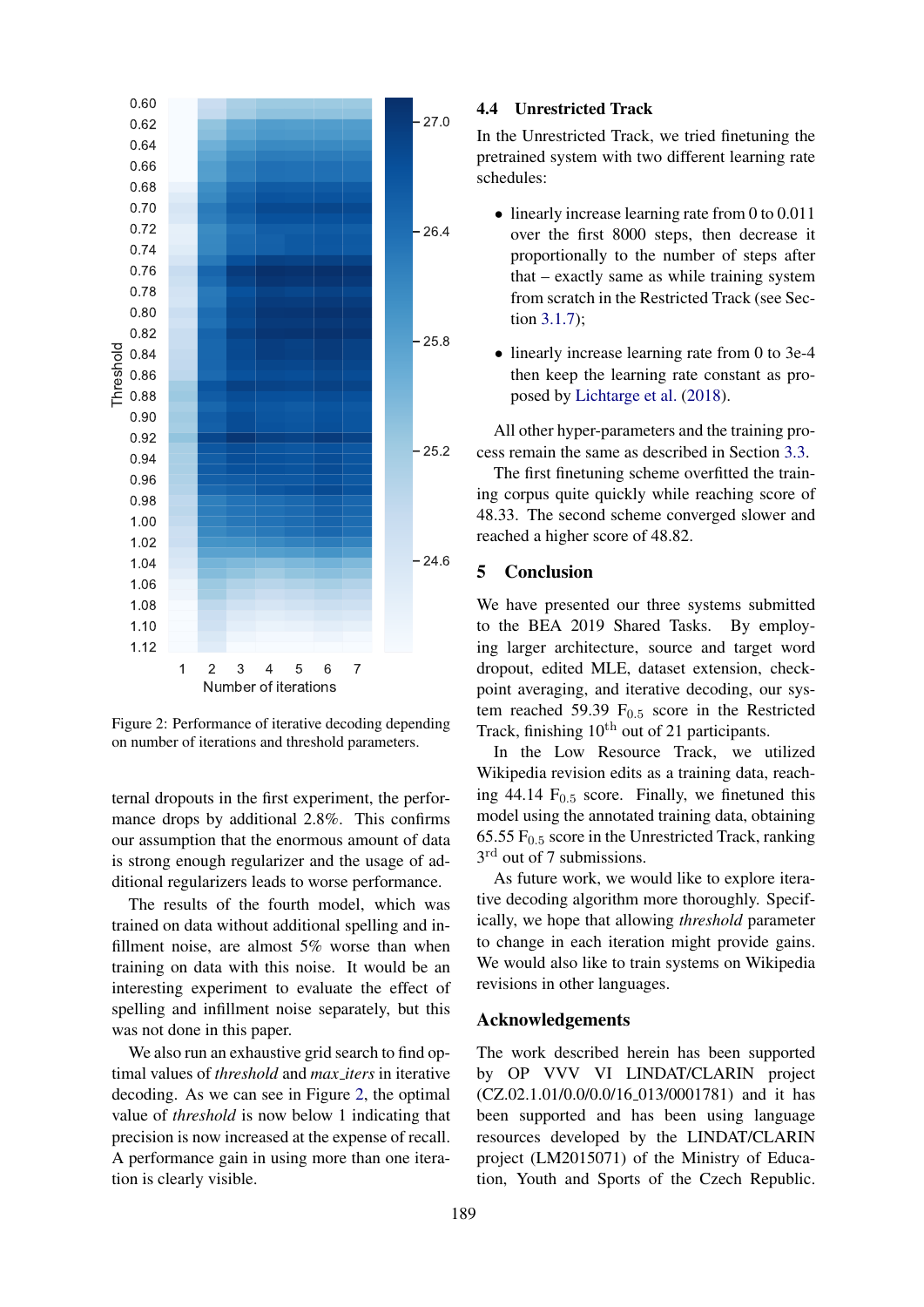Figure 2: Performance of iterative decoding depending on number of iterations and threshold parameters.

ternal dropouts in the first experiment, the performance drops by additional 2.8%. This confirms our assumption that the enormous amount of data is strong enough regularizer and the usage of additional regularizers leads to worse performance.

The results of the fourth model, which was trained on data without additional spelling and infillment noise, are almost 5% worse than when training on data with this noise. It would be an interesting experiment to evaluate the effect of spelling and infillment noise separately, but this was not done in this paper.

We also run an exhaustive grid search to find optimal values of *threshold* and *max_iters* in iterative decoding. As we can see in Figure 2, the optimal value of *threshold* is now below 1 indicating that precision is now increased at the expense of recall. A performance gain in using more than one iteration is clearly visible.

### 4.4 Unrestricted Track

In the Unrestricted Track, we tried finetuning the pretrained system with two different learning rate schedules:

- linearly increase learning rate from 0 to 0.011 over the first 8000 steps, then decrease it proportionally to the number of steps after that – exactly same as while training system from scratch in the Restricted Track (see Section 3.1.7);
- linearly increase learning rate from 0 to 3e-4 then keep the learning rate constant as proposed by Lichtarge et al. (2018).

All other hyper-parameters and the training process remain the same as described in Section 3.3.

The first finetuning scheme overfitted the training corpus quite quickly while reaching score of 48.33. The second scheme converged slower and reached a higher score of 48.82.

## 5 Conclusion

We have presented our three systems submitted to the BEA 2019 Shared Tasks. By employing larger architecture, source and target word dropout, edited MLE, dataset extension, checkpoint averaging, and iterative decoding, our system reached 59.39 $F_{0.5}$ score in the Restricted Track, finishing 10th out of 21 participants.

In the Low Resource Track, we utilized Wikipedia revision edits as a training data, reaching 44.14 $F_{0.5}$ score. Finally, we finetuned this model using the annotated training data, obtaining 65.55 $F_{0.5}$ score in the Unrestricted Track, ranking 3rd out of 7 submissions.

As future work, we would like to explore iterative decoding algorithm more thoroughly. Specifically, we hope that allowing *threshold* parameter to change in each iteration might provide gains. We would also like to train systems on Wikipedia revisions in other languages.

## Acknowledgements

The work described herein has been supported by OP VVV VI LINDAT/CLARIN project (CZ.02.1.01/0.0/0.0/16_013/0001781) and it has been supported and has been using language resources developed by the LINDAT/CLARIN project (LM2015071) of the Ministry of Education, Youth and Sports of the Czech Republic.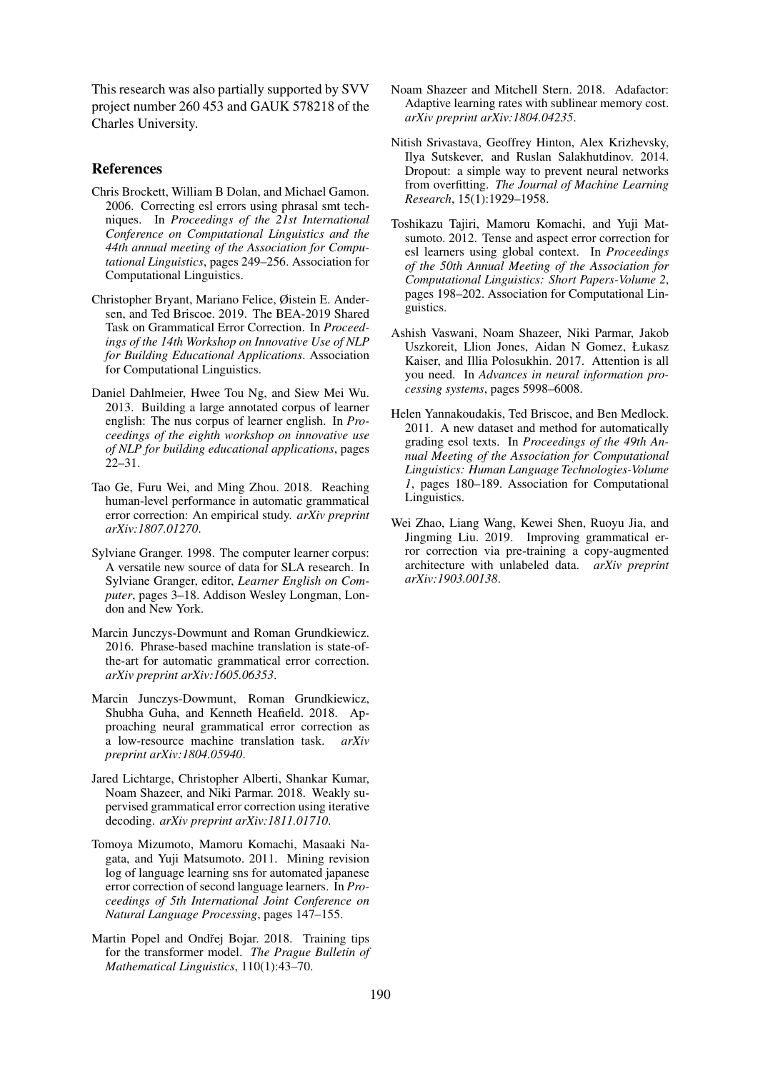This research was also partially supported by SVV project number 260 453 and GAUK 578218 of the Charles University.

## References

Chris Brockett, William B Dolan, and Michael Gamon. 2006. Correcting esl errors using phrasal smt techniques. In *Proceedings of the 21st International Conference on Computational Linguistics and the 44th annual meeting of the Association for Computational Linguistics*, pages 249–256. Association for Computational Linguistics.

Christopher Bryant, Mariano Felice, Øistein E. Andersen, and Ted Briscoe. 2019. The BEA-2019 Shared Task on Grammatical Error Correction. In *Proceedings of the 14th Workshop on Innovative Use of NLP for Building Educational Applications*. Association for Computational Linguistics.

Daniel Dahlmeier, Hwee Tou Ng, and Siew Mei Wu. 2013. Building a large annotated corpus of learner english: The nus corpus of learner english. In *Proceedings of the eighth workshop on innovative use of NLP for building educational applications*, pages 22–31.

Tao Ge, Furu Wei, and Ming Zhou. 2018. Reaching human-level performance in automatic grammatical error correction: An empirical study. *arXiv preprint arXiv:1807.01270*.

Sylviane Granger. 1998. The computer learner corpus: A versatile new source of data for SLA research. In Sylviane Granger, editor, *Learner English on Computer*, pages 3–18. Addison Wesley Longman, London and New York.

Marcin Junczys-Dowmunt and Roman Grundkiewicz. 2016. Phrase-based machine translation is state-of-the-art for automatic grammatical error correction. *arXiv preprint arXiv:1605.06353*.

Marcin Junczys-Dowmunt, Roman Grundkiewicz, Shubha Guha, and Kenneth Heafield. 2018. Approaching neural grammatical error correction as a low-resource machine translation task. *arXiv preprint arXiv:1804.05940*.

Jared Lichtarge, Christopher Alberti, Shankar Kumar, Noam Shazeer, and Niki Parmar. 2018. Weakly supervised grammatical error correction using iterative decoding. *arXiv preprint arXiv:1811.01710*.

Tomoya Mizumoto, Mamoru Komachi, Masaaki Nagata, and Yuji Matsumoto. 2011. Mining revision log of language learning sns for automated japanese error correction of second language learners. In *Proceedings of 5th International Joint Conference on Natural Language Processing*, pages 147–155.

Martin Popel and Ondřej Bojar. 2018. Training tips for the transformer model. *The Prague Bulletin of Mathematical Linguistics*, 110(1):43–70.

Noam Shazeer and Mitchell Stern. 2018. Adafactor: Adaptive learning rates with sublinear memory cost. *arXiv preprint arXiv:1804.04235*.

Nitish Srivastava, Geoffrey Hinton, Alex Krizhevsky, Ilya Sutskever, and Ruslan Salakhutdinov. 2014. Dropout: a simple way to prevent neural networks from overfitting. *The Journal of Machine Learning Research*, 15(1):1929–1958.

Toshikazu Tajiri, Mamoru Komachi, and Yuji Matsumoto. 2012. Tense and aspect error correction for esl learners using global context. In *Proceedings of the 50th Annual Meeting of the Association for Computational Linguistics: Short Papers-Volume 2*, pages 198–202. Association for Computational Linguistics.

Ashish Vaswani, Noam Shazeer, Niki Parmar, Jakob Uszkoreit, Llion Jones, Aidan N Gomez, Łukasz Kaiser, and Illia Polosukhin. 2017. Attention is all you need. In *Advances in neural information processing systems*, pages 5998–6008.

Helen Yannakoudakis, Ted Briscoe, and Ben Medlock. 2011. A new dataset and method for automatically grading esol texts. In *Proceedings of the 49th Annual Meeting of the Association for Computational Linguistics: Human Language Technologies-Volume 1*, pages 180–189. Association for Computational Linguistics.

Wei Zhao, Liang Wang, Kewei Shen, Ruoyu Jia, and Jingming Liu. 2019. Improving grammatical error correction via pre-training a copy-augmented architecture with unlabeled data. *arXiv preprint arXiv:1903.00138*.